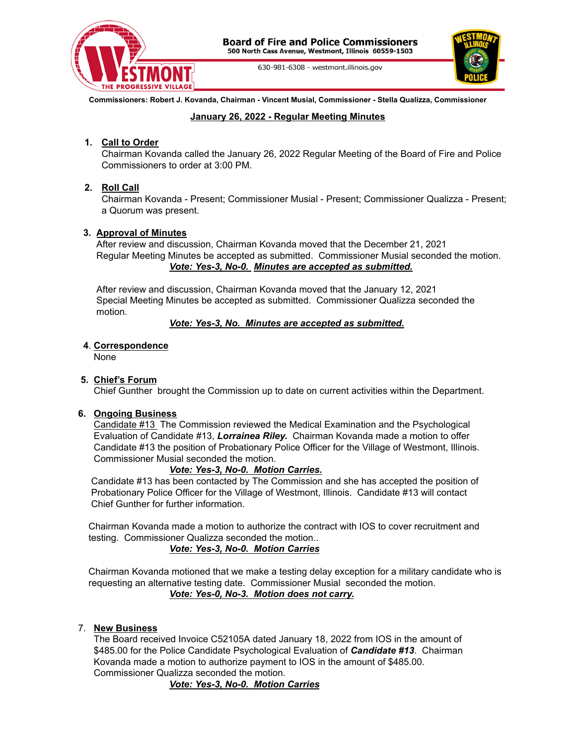**Board of Fire and Police Commissioners**
**500 North Cass Avenue, Westmont, Illinois 60559-1503**

630-981-6308 - westmont.illinois.gov

**Commissioners: Robert J. Kovanda, Chairman - Vincent Musial, Commissioner - Stella Qualizza, Commissioner**

## January 26, 2022 - Regular Meeting Minutes

1. **Call to Order**
   Chairman Kovanda called the January 26, 2022 Regular Meeting of the Board of Fire and Police Commissioners to order at 3:00 PM.

2. **Roll Call**
   Chairman Kovanda - Present; Commissioner Musial - Present; Commissioner Qualizza - Present; a Quorum was present.

3. **Approval of Minutes**
   After review and discussion, Chairman Kovanda moved that the December 21, 2021 Regular Meeting Minutes be accepted as submitted. Commissioner Musial seconded the motion.
   ***Vote: Yes-3, No-0. Minutes are accepted as submitted.***

   After review and discussion, Chairman Kovanda moved that the January 12, 2021 Special Meeting Minutes be accepted as submitted. Commissioner Qualizza seconded the motion.
   ***Vote: Yes-3, No. Minutes are accepted as submitted.***

4. **Correspondence**
   None

5. **Chief's Forum**
   Chief Gunther brought the Commission up to date on current activities within the Department.

6. **Ongoing Business**
   Candidate #13 The Commission reviewed the Medical Examination and the Psychological Evaluation of Candidate #13, ***Lorrainea Riley.*** Chairman Kovanda made a motion to offer Candidate #13 the position of Probationary Police Officer for the Village of Westmont, Illinois. Commissioner Musial seconded the motion.
   ***Vote: Yes-3, No-0. Motion Carries.***
   Candidate #13 has been contacted by The Commission and she has accepted the position of Probationary Police Officer for the Village of Westmont, Illinois. Candidate #13 will contact Chief Gunther for further information.

   Chairman Kovanda made a motion to authorize the contract with IOS to cover recruitment and testing. Commissioner Qualizza seconded the motion..
   ***Vote: Yes-3, No-0. Motion Carries***

   Chairman Kovanda motioned that we make a testing delay exception for a military candidate who is requesting an alternative testing date. Commissioner Musial seconded the motion.
   ***Vote: Yes-0, No-3. Motion does not carry.***

7. **New Business**
   The Board received Invoice C52105A dated January 18, 2022 from IOS in the amount of $485.00 for the Police Candidate Psychological Evaluation of ***Candidate #13***. Chairman Kovanda made a motion to authorize payment to IOS in the amount of $485.00. Commissioner Qualizza seconded the motion.
   ***Vote: Yes-3, No-0. Motion Carries***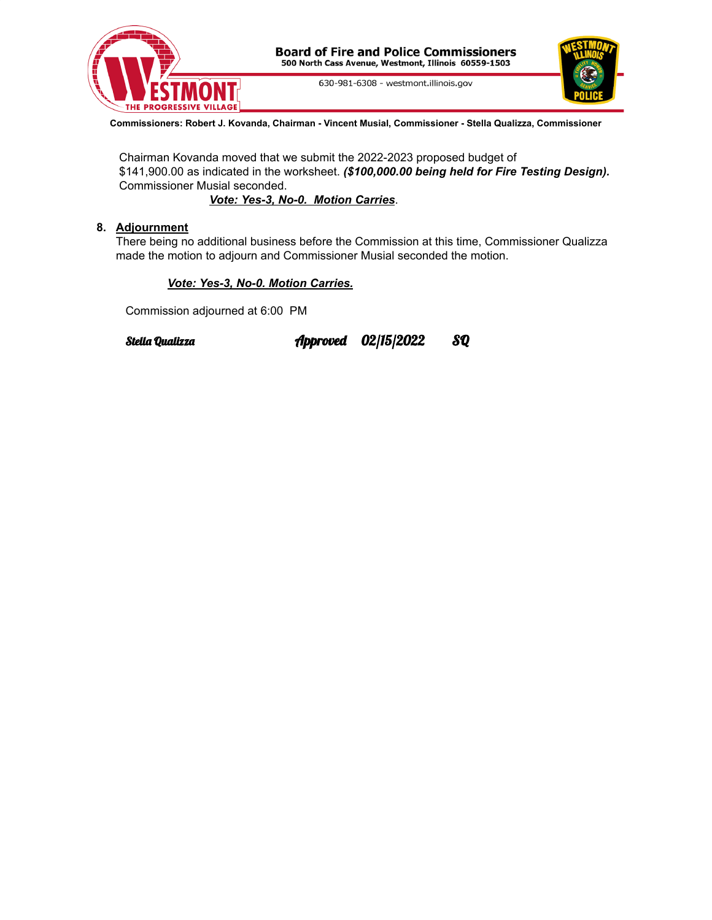Board of Fire and Police Commissioners
500 North Cass Avenue, Westmont, Illinois 60559-1503
630-981-6308 - westmont.illinois.gov

**Commissioners: Robert J. Kovanda, Chairman - Vincent Musial, Commissioner - Stella Qualizza, Commissioner**

Chairman Kovanda moved that we submit the 2022-2023 proposed budget of $141,900.00 as indicated in the worksheet. ***($100,000.00 being held for Fire Testing Design).*** Commissioner Musial seconded.

***Vote: Yes-3, No-0. Motion Carries***.

8. **Adjournment**

There being no additional business before the Commission at this time, Commissioner Qualizza made the motion to adjourn and Commissioner Musial seconded the motion.

***Vote: Yes-3, No-0. Motion Carries.***

Commission adjourned at 6:00 PM

*Stella Qualizza* *Approved 02/15/2022 SQ*